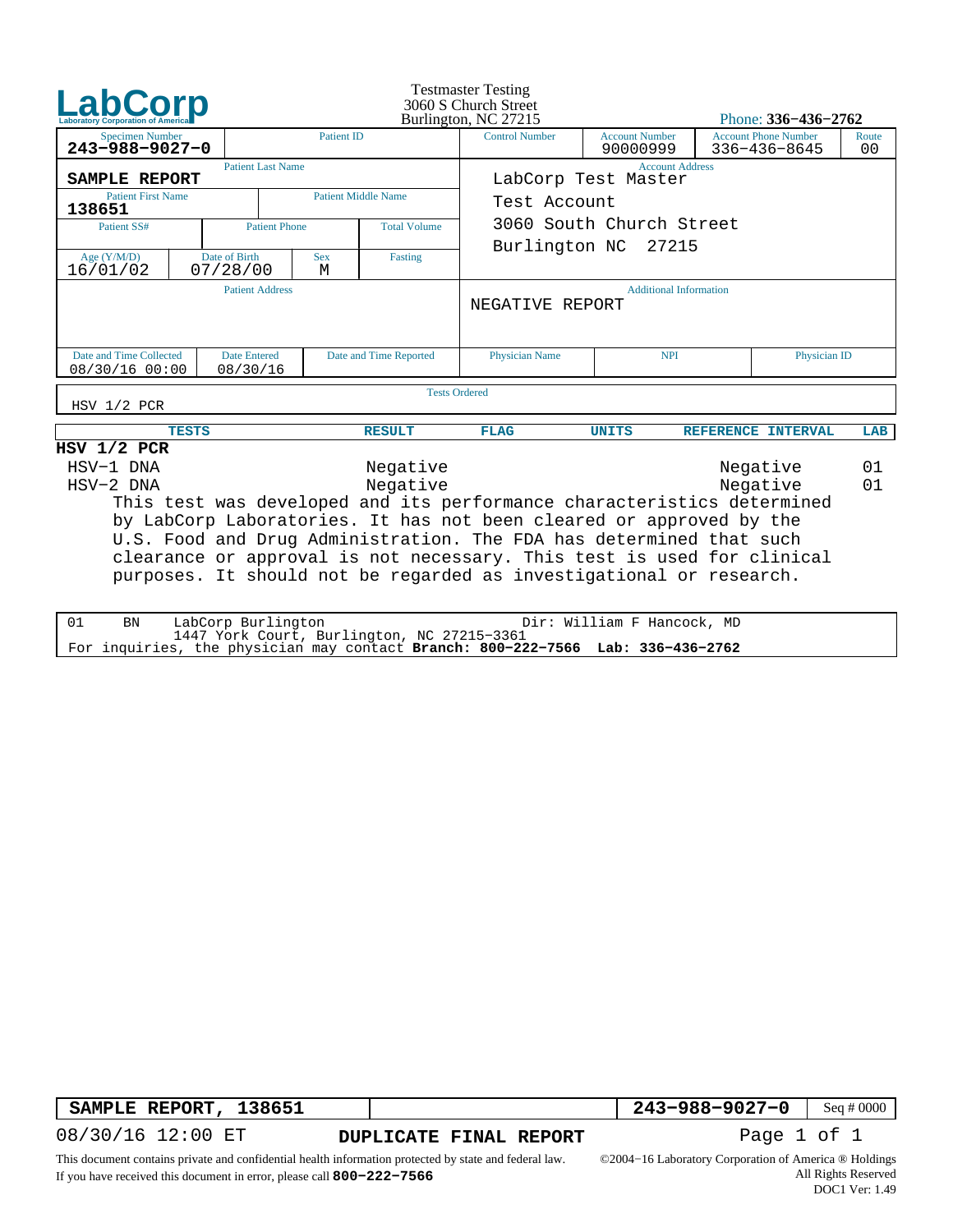# LabCorp

Laboratory Corporation of America

Testmaster Testing
3060 S Church Street
Burlington, NC 27215

Phone: **336-436-2762**

| Specimen Number | Patient ID | Control Number | Account Number | Account Phone Number | Route |
|---|---|---|---|---|---|
| **243-988-9027-0** | | | 90000999 | 336-436-8645 | 00 |

| Patient Last Name | | | |
|---|---|---|---|
| **SAMPLE REPORT** | | | |
| **Patient First Name** | | **Patient Middle Name** | |
| **138651** | | | |
| **Patient SS#** | **Patient Phone** | | **Total Volume** |
| | | | |
| **Age (Y/M/D)** | **Date of Birth** | **Sex** | **Fasting** |
| 16/01/02 | 07/28/00 | M | |

**Account Address**
LabCorp Test Master
Test Account
3060 South Church Street
Burlington NC 27215

**Patient Address**

**Additional Information**
NEGATIVE REPORT

| Date and Time Collected | Date Entered | Date and Time Reported | Physician Name | NPI | Physician ID |
|---|---|---|---|---|---|
| 08/30/16 00:00 | 08/30/16 | | | | |

**Tests Ordered**
HSV 1/2 PCR

| TESTS | RESULT | FLAG | UNITS | REFERENCE INTERVAL | LAB |
|---|---|---|---|---|---|
| **HSV 1/2 PCR** | | | | | |
| HSV-1 DNA | Negative | | | Negative | 01 |
| HSV-2 DNA | Negative | | | Negative | 01 |

This test was developed and its performance characteristics determined by LabCorp Laboratories. It has not been cleared or approved by the U.S. Food and Drug Administration. The FDA has determined that such clearance or approval is not necessary. This test is used for clinical purposes. It should not be regarded as investigational or research.

01 BN LabCorp Burlington Dir: William F Hancock, MD
1447 York Court, Burlington, NC 27215-3361
For inquiries, the physician may contact **Branch: 800-222-7566 Lab: 336-436-2762**

| SAMPLE REPORT, 138651 | | 243-988-9027-0 | Seq # 0000 |
|---|---|---|---|

08/30/16 12:00 ET **DUPLICATE FINAL REPORT**

This document contains private and confidential health information protected by state and federal law.
If you have received this document in error, please call **800-222-7566**

©2004-16 Laboratory Corporation of America ® Holdings
All Rights Reserved
DOC1 Ver: 1.49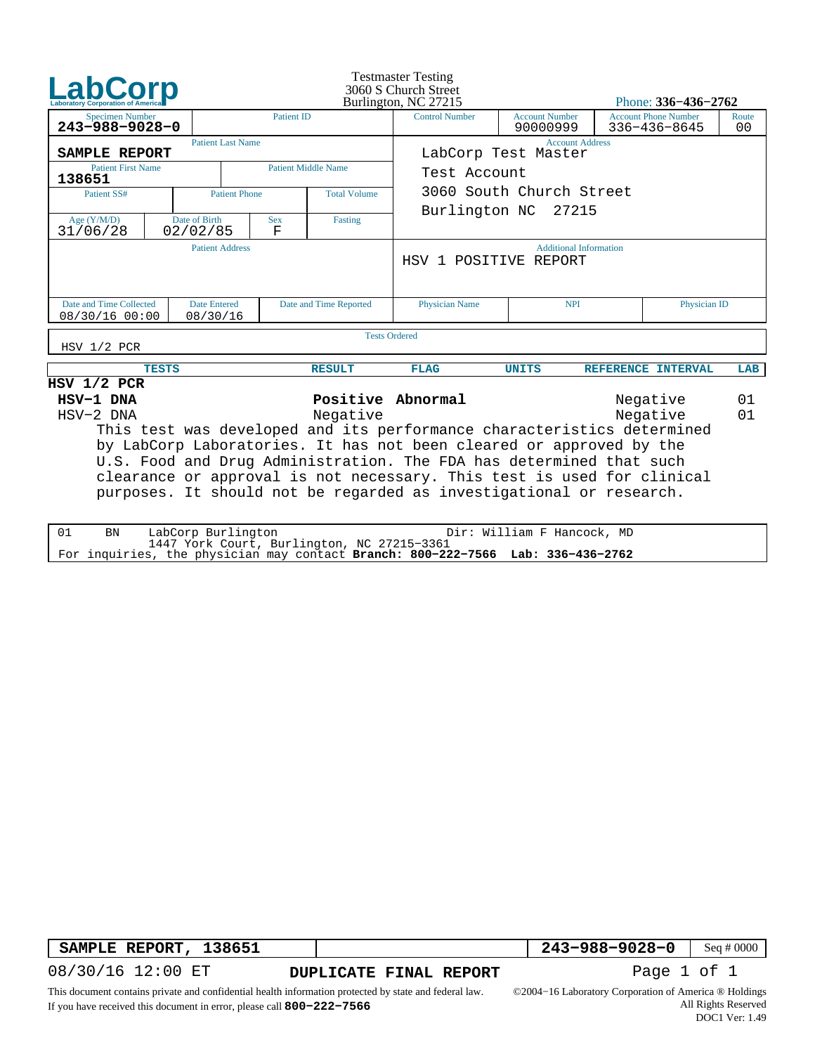**LabCorp**
Laboratory Corporation of America

Testmaster Testing
3060 S Church Street
Burlington, NC 27215

Phone: **336-436-2762**

| Specimen Number | Patient ID | Control Number | Account Number | Account Phone Number | Route |
|---|---|---|---|---|---|
| **243-988-9028-0** | | | 90000999 | 336-436-8645 | 00 |

| Patient Last Name | | | |
|---|---|---|---|
| **SAMPLE REPORT** | | | |
| **Patient First Name** | | **Patient Middle Name** | |
| **138651** | | | |
| **Patient SS#** | **Patient Phone** | | **Total Volume** |
| | | | |
| **Age (Y/M/D)** | **Date of Birth** | **Sex** | **Fasting** |
| 31/06/28 | 02/02/85 | F | |

**Account Address**

LabCorp Test Master
Test Account
3060 South Church Street
Burlington NC 27215

**Patient Address**

**Additional Information**

HSV 1 POSITIVE REPORT

| Date and Time Collected | Date Entered | Date and Time Reported | Physician Name | NPI | Physician ID |
|---|---|---|---|---|---|
| 08/30/16 00:00 | 08/30/16 | | | | |

**Tests Ordered**

HSV 1/2 PCR

| TESTS | RESULT | FLAG | UNITS | REFERENCE INTERVAL | LAB |
|---|---|---|---|---|---|
| **HSV 1/2 PCR** | | | | | |
| **HSV-1 DNA** | **Positive** | **Abnormal** | | Negative | 01 |
| HSV-2 DNA | Negative | | | Negative | 01 |

This test was developed and its performance characteristics determined by LabCorp Laboratories. It has not been cleared or approved by the U.S. Food and Drug Administration. The FDA has determined that such clearance or approval is not necessary. This test is used for clinical purposes. It should not be regarded as investigational or research.

01 BN LabCorp Burlington Dir: William F Hancock, MD
1447 York Court, Burlington, NC 27215-3361
For inquiries, the physician may contact **Branch: 800-222-7566 Lab: 336-436-2762**

| SAMPLE REPORT, 138651 | | 243-988-9028-0 | Seq # 0000 |
|---|---|---|---|

08/30/16 12:00 ET **DUPLICATE FINAL REPORT**

This document contains private and confidential health information protected by state and federal law.
If you have received this document in error, please call **800-222-7566**

©2004-16 Laboratory Corporation of America ® Holdings
All Rights Reserved
DOC1 Ver: 1.49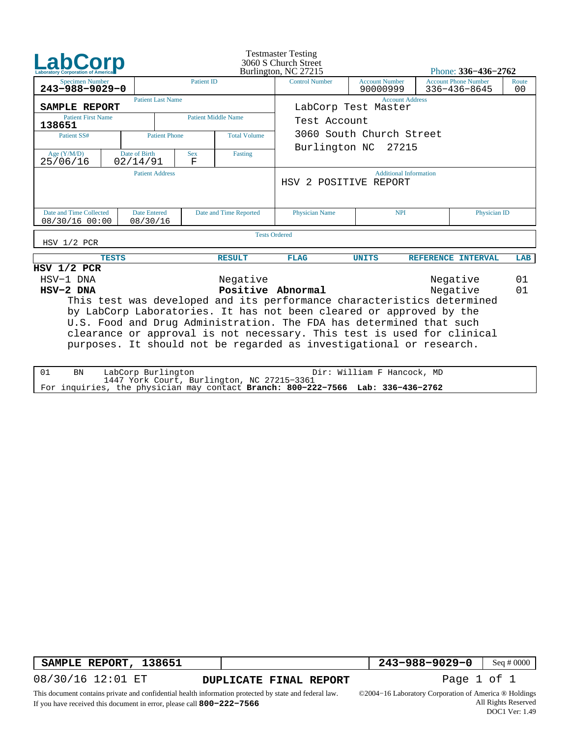**LabCorp**
Laboratory Corporation of America

Testmaster Testing
3060 S Church Street
Burlington, NC 27215

Phone: **336-436-2762**

| Specimen Number | Patient ID | Control Number | Account Number | Account Phone Number | Route |
|---|---|---|---|---|---|
| **243-988-9029-0** | | | 90000999 | 336-436-8645 | 00 |

| Patient Last Name | Patient First Name | Patient Middle Name |
|---|---|---|
| **SAMPLE REPORT** | **138651** | |

| Patient SS# | Patient Phone | Total Volume |
|---|---|---|
| | | |

| Age (Y/M/D) | Date of Birth | Sex | Fasting |
|---|---|---|---|
| 25/06/16 | 02/14/91 | F | |

**Account Address**
LabCorp Test Master
Test Account
3060 South Church Street
Burlington NC 27215

**Patient Address**

**Additional Information**
HSV 2 POSITIVE REPORT

| Date and Time Collected | Date Entered | Date and Time Reported | Physician Name | NPI | Physician ID |
|---|---|---|---|---|---|
| 08/30/16 00:00 | 08/30/16 | | | | |

**Tests Ordered**
HSV 1/2 PCR

| TESTS | RESULT | FLAG | UNITS | REFERENCE INTERVAL | LAB |
|---|---|---|---|---|---|
| **HSV 1/2 PCR** | | | | | |
| HSV-1 DNA | Negative | | | Negative | 01 |
| **HSV-2 DNA** | **Positive** | **Abnormal** | | Negative | 01 |

This test was developed and its performance characteristics determined by LabCorp Laboratories. It has not been cleared or approved by the U.S. Food and Drug Administration. The FDA has determined that such clearance or approval is not necessary. This test is used for clinical purposes. It should not be regarded as investigational or research.

01 BN LabCorp Burlington Dir: William F Hancock, MD
1447 York Court, Burlington, NC 27215-3361
For inquiries, the physician may contact **Branch: 800-222-7566 Lab: 336-436-2762**

| **SAMPLE REPORT, 138651** | | **243-988-9029-0** | Seq # 0000 |
|---|---|---|---|

08/30/16 12:01 ET **DUPLICATE FINAL REPORT**

This document contains private and confidential health information protected by state and federal law.
If you have received this document in error, please call **800-222-7566**

©2004-16 Laboratory Corporation of America ® Holdings
All Rights Reserved
DOC1 Ver: 1.49